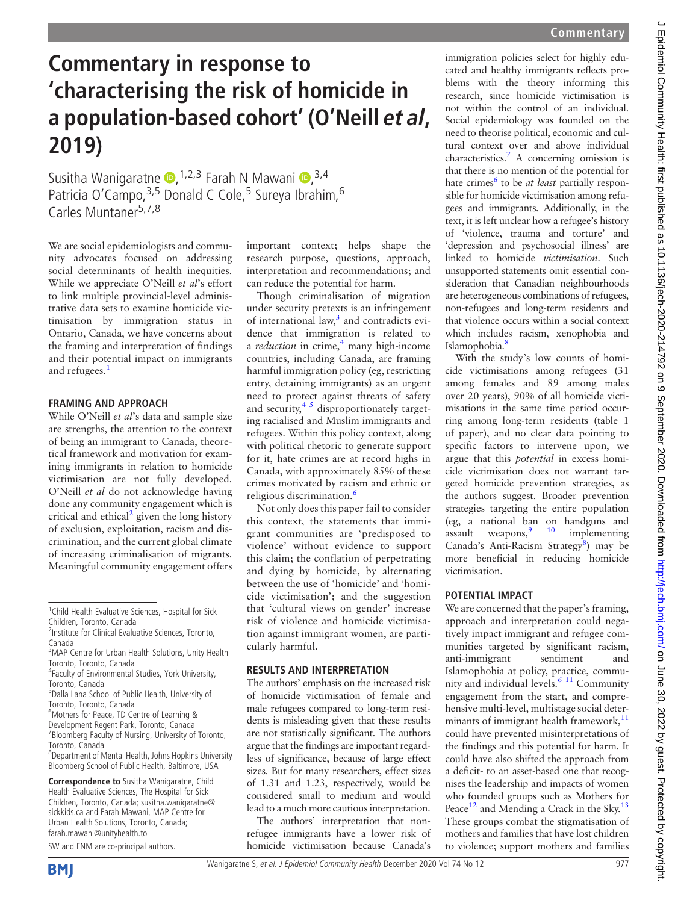# Commentary in response to 'characterising the risk of homicide in a population-based cohort' (O'Neill *et al*, 2019)

Susitha Wanigaratne,[1,2,3] Farah N Mawani,[3,4] Patricia O'Campo,[3,5] Donald C Cole,[5] Sureya Ibrahim,[6] Carles Muntaner[5,7,8]

We are social epidemiologists and community advocates focused on addressing social determinants of health inequities. While we appreciate O'Neill *et al*'s effort to link multiple provincial-level administrative data sets to examine homicide victimisation by immigration status in Ontario, Canada, we have concerns about the framing and interpretation of findings and their potential impact on immigrants and refugees.[1]

## FRAMING AND APPROACH

While O'Neill *et al*'s data and sample size are strengths, the attention to the context of being an immigrant to Canada, theoretical framework and motivation for examining immigrants in relation to homicide victimisation are not fully developed. O'Neill *et al* do not acknowledge having done any community engagement which is critical and ethical[2] given the long history of exclusion, exploitation, racism and discrimination, and the current global climate of increasing criminalisation of migrants. Meaningful community engagement offers important context; helps shape the research purpose, questions, approach, interpretation and recommendations; and can reduce the potential for harm.

Though criminalisation of migration under security pretexts is an infringement of international law,[3] and contradicts evidence that immigration is related to a *reduction* in crime,[4] many high-income countries, including Canada, are framing harmful immigration policy (eg, restricting entry, detaining immigrants) as an urgent need to protect against threats of safety and security,[4 5] disproportionately targeting racialised and Muslim immigrants and refugees. Within this policy context, along with political rhetoric to generate support for it, hate crimes are at record highs in Canada, with approximately 85% of these crimes motivated by racism and ethnic or religious discrimination.[6]

Not only does this paper fail to consider this context, the statements that immigrant communities are 'predisposed to violence' without evidence to support this claim; the conflation of perpetrating and dying by homicide, by alternating between the use of 'homicide' and 'homicide victimisation'; and the suggestion that 'cultural views on gender' increase risk of violence and homicide victimisation against immigrant women, are particularly harmful.

## RESULTS AND INTERPRETATION

The authors' emphasis on the increased risk of homicide victimisation of female and male refugees compared to long-term residents is misleading given that these results are not statistically significant. The authors argue that the findings are important regardless of significance, because of large effect sizes. But for many researchers, effect sizes of 1.31 and 1.23, respectively, would be considered small to medium and would lead to a much more cautious interpretation.

The authors' interpretation that non-refugee immigrants have a lower risk of homicide victimisation because Canada's immigration policies select for highly educated and healthy immigrants reflects problems with the theory informing this research, since homicide victimisation is not within the control of an individual. Social epidemiology was founded on the need to theorise political, economic and cultural context over and above individual characteristics.[7] A concerning omission is that there is no mention of the potential for hate crimes[6] to be *at least* partially responsible for homicide victimisation among refugees and immigrants. Additionally, in the text, it is left unclear how a refugee's history of 'violence, trauma and torture' and 'depression and psychosocial illness' are linked to homicide *victimisation*. Such unsupported statements omit essential consideration that Canadian neighbourhoods are heterogeneous combinations of refugees, non-refugees and long-term residents and that violence occurs within a social context which includes racism, xenophobia and Islamophobia.[8]

With the study's low counts of homicide victimisations among refugees (31 among females and 89 among males over 20 years), 90% of all homicide victimisations in the same time period occurring among long-term residents (table 1 of paper), and no clear data pointing to specific factors to intervene upon, we argue that this *potential* in excess homicide victimisation does not warrant targeted homicide prevention strategies, as the authors suggest. Broader prevention strategies targeting the entire population (eg, a national ban on handguns and assault weapons,[9 10] implementing Canada's Anti-Racism Strategy[8]) may be more beneficial in reducing homicide victimisation.

## POTENTIAL IMPACT

We are concerned that the paper's framing, approach and interpretation could negatively impact immigrant and refugee communities targeted by significant racism, anti-immigrant sentiment and Islamophobia at policy, practice, community and individual levels.[6 11] Community engagement from the start, and comprehensive multi-level, multistage social determinants of immigrant health framework,[11] could have prevented misinterpretations of the findings and this potential for harm. It could have also shifted the approach from a deficit- to an asset-based one that recognises the leadership and impacts of women who founded groups such as Mothers for Peace[12] and Mending a Crack in the Sky.[13] These groups combat the stigmatisation of mothers and families that have lost children to violence; support mothers and families

---

[1]Child Health Evaluative Sciences, Hospital for Sick Children, Toronto, Canada
[2]Institute for Clinical Evaluative Sciences, Toronto, Canada
[3]MAP Centre for Urban Health Solutions, Unity Health Toronto, Toronto, Canada
[4]Faculty of Environmental Studies, York University, Toronto, Canada
[5]Dalla Lana School of Public Health, University of Toronto, Toronto, Canada
[6]Mothers for Peace, TD Centre of Learning & Development Regent Park, Toronto, Canada
[7]Bloomberg Faculty of Nursing, University of Toronto, Toronto, Canada
[8]Department of Mental Health, Johns Hopkins University Bloomberg School of Public Health, Baltimore, USA

**Correspondence to** Susitha Wanigaratne, Child Health Evaluative Sciences, The Hospital for Sick Children, Toronto, Canada; susitha.wanigaratne@sickkids.ca and Farah Mawani, MAP Centre for Urban Health Solutions, Toronto, Canada; farah.mawani@unityhealth.to

SW and FNM are co-principal authors.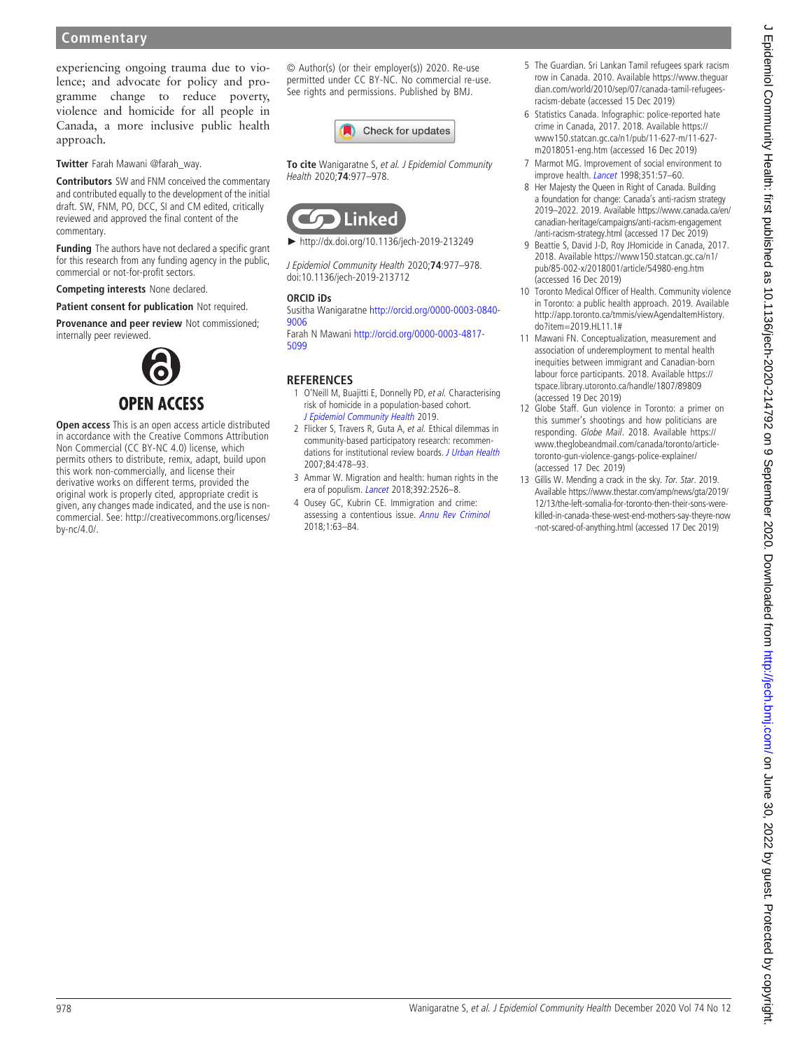experiencing ongoing trauma due to violence; and advocate for policy and programme change to reduce poverty, violence and homicide for all people in Canada, a more inclusive public health approach.

**Twitter** Farah Mawani @farah_way.

**Contributors** SW and FNM conceived the commentary and contributed equally to the development of the initial draft. SW, FNM, PO, DCC, SI and CM edited, critically reviewed and approved the final content of the commentary.

**Funding** The authors have not declared a specific grant for this research from any funding agency in the public, commercial or not-for-profit sectors.

**Competing interests** None declared.

**Patient consent for publication** Not required.

**Provenance and peer review** Not commissioned; internally peer reviewed.

OPEN ACCESS

**Open access** This is an open access article distributed in accordance with the Creative Commons Attribution Non Commercial (CC BY-NC 4.0) license, which permits others to distribute, remix, adapt, build upon this work non-commercially, and license their derivative works on different terms, provided the original work is properly cited, appropriate credit is given, any changes made indicated, and the use is non-commercial. See: http://creativecommons.org/licenses/by-nc/4.0/.

© Author(s) (or their employer(s)) 2020. Re-use permitted under CC BY-NC. No commercial re-use. See rights and permissions. Published by BMJ.

**To cite** Wanigaratne S, *et al. J Epidemiol Community Health* 2020;**74**:977–978.

► http://dx.doi.org/10.1136/jech-2019-213249

*J Epidemiol Community Health* 2020;**74**:977–978. doi:10.1136/jech-2019-213712

**ORCID iDs**
Susitha Wanigaratne http://orcid.org/0000-0003-0840-9006
Farah N Mawani http://orcid.org/0000-0003-4817-5099

## REFERENCES

1. O'Neill M, Buajitti E, Donnelly PD, *et al.* Characterising risk of homicide in a population-based cohort. *J Epidemiol Community Health* 2019.
2. Flicker S, Travers R, Guta A, *et al.* Ethical dilemmas in community-based participatory research: recommendations for institutional review boards. *J Urban Health* 2007;84:478–93.
3. Ammar W. Migration and health: human rights in the era of populism. *Lancet* 2018;392:2526–8.
4. Ousey GC, Kubrin CE. Immigration and crime: assessing a contentious issue. *Annu Rev Criminol* 2018;1:63–84.
5. The Guardian. Sri Lankan Tamil refugees spark racism row in Canada. 2010. Available https://www.theguardian.com/world/2010/sep/07/canada-tamil-refugees-racism-debate (accessed 15 Dec 2019)
6. Statistics Canada. Infographic: police-reported hate crime in Canada, 2017. 2018. Available https://www150.statcan.gc.ca/n1/pub/11-627-m/11-627-m2018051-eng.htm (accessed 16 Dec 2019)
7. Marmot MG. Improvement of social environment to improve health. *Lancet* 1998;351:57–60.
8. Her Majesty the Queen in Right of Canada. Building a foundation for change: Canada's anti-racism strategy 2019–2022. 2019. Available https://www.canada.ca/en/canadian-heritage/campaigns/anti-racism-engagement/anti-racism-strategy.html (accessed 17 Dec 2019)
9. Beattie S, David J-D, Roy JHomicide in Canada, 2017. 2018. Available https://www150.statcan.gc.ca/n1/pub/85-002-x/2018001/article/54980-eng.htm (accessed 16 Dec 2019)
10. Toronto Medical Officer of Health. Community violence in Toronto: a public health approach. 2019. Available http://app.toronto.ca/tmmis/viewAgendaItemHistory.do?item=2019.HL11.1#
11. Mawani FN. Conceptualization, measurement and association of underemployment to mental health inequities between immigrant and Canadian-born labour force participants. 2018. Available https://tspace.library.utoronto.ca/handle/1807/89809 (accessed 19 Dec 2019)
12. Globe Staff. Gun violence in Toronto: a primer on this summer's shootings and how politicians are responding. *Globe Mail*. 2018. Available https://www.theglobeandmail.com/canada/toronto/article-toronto-gun-violence-gangs-police-explainer/ (accessed 17 Dec 2019)
13. Gillis W. Mending a crack in the sky. *Tor. Star*. 2019. Available https://www.thestar.com/amp/news/gta/2019/12/13/the-left-somalia-for-toronto-then-their-sons-were-killed-in-canada-these-west-end-mothers-say-theyre-now-not-scared-of-anything.html (accessed 17 Dec 2019)